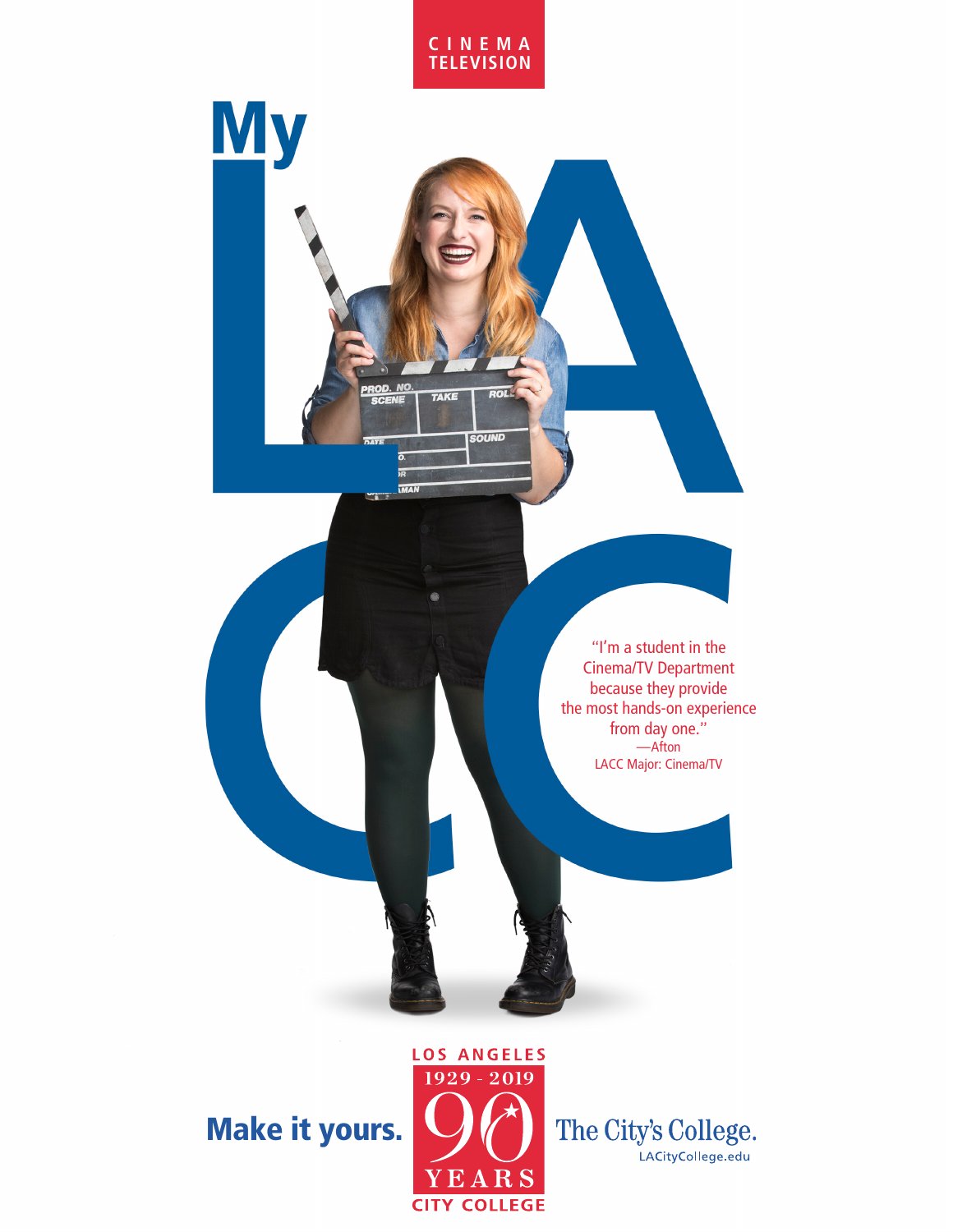CINEMA
TELEVISION

# My LACC

"I'm a student in the Cinema/TV Department because they provide the most hands-on experience from day one."
—Afton
LACC Major: Cinema/TV

**Make it yours.**

LOS ANGELES
1929 - 2019
90
YEARS
CITY COLLEGE

The City's College.
LACityCollege.edu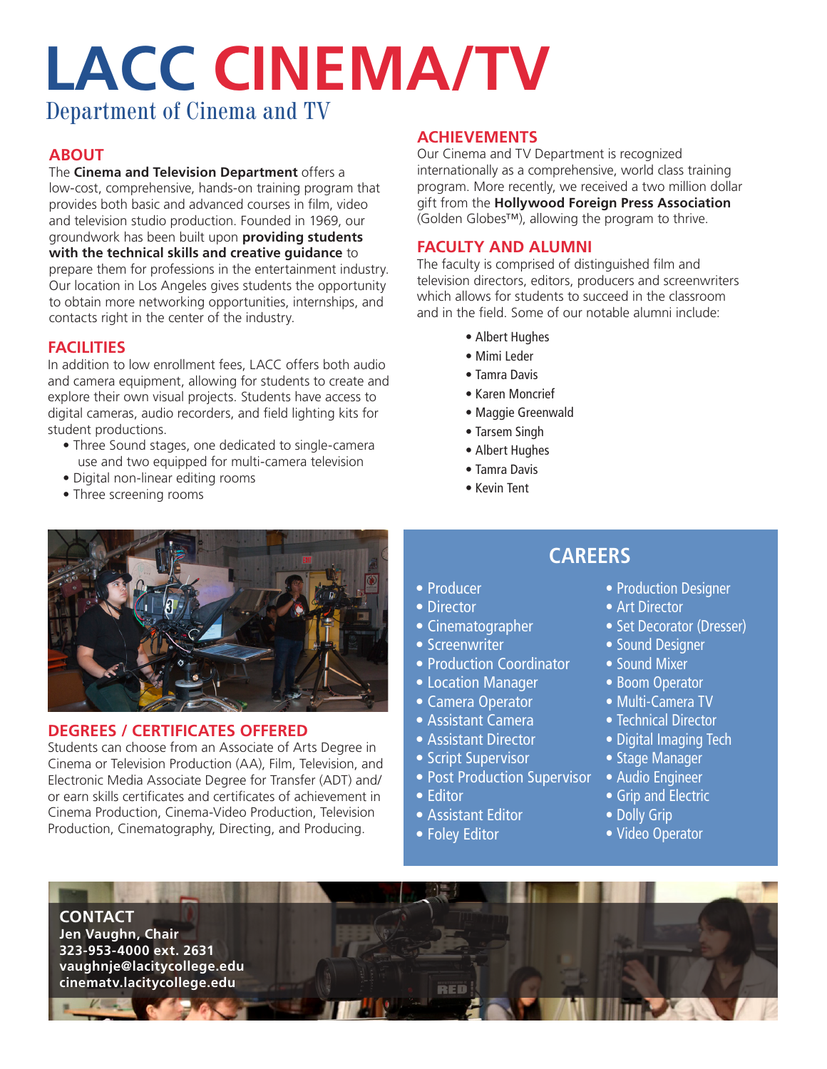# LACC CINEMA/TV

Department of Cinema and TV

## ABOUT

The **Cinema and Television Department** offers a low-cost, comprehensive, hands-on training program that provides both basic and advanced courses in film, video and television studio production. Founded in 1969, our groundwork has been built upon **providing students with the technical skills and creative guidance** to prepare them for professions in the entertainment industry. Our location in Los Angeles gives students the opportunity to obtain more networking opportunities, internships, and contacts right in the center of the industry.

## FACILITIES

In addition to low enrollment fees, LACC offers both audio and camera equipment, allowing for students to create and explore their own visual projects. Students have access to digital cameras, audio recorders, and field lighting kits for student productions.

- Three Sound stages, one dedicated to single-camera use and two equipped for multi-camera television
- Digital non-linear editing rooms
- Three screening rooms

## ACHIEVEMENTS

Our Cinema and TV Department is recognized internationally as a comprehensive, world class training program. More recently, we received a two million dollar gift from the **Hollywood Foreign Press Association** (Golden Globes™), allowing the program to thrive.

## FACULTY AND ALUMNI

The faculty is comprised of distinguished film and television directors, editors, producers and screenwriters which allows for students to succeed in the classroom and in the field. Some of our notable alumni include:

- Albert Hughes
- Mimi Leder
- Tamra Davis
- Karen Moncrief
- Maggie Greenwald
- Tarsem Singh
- Albert Hughes
- Tamra Davis
- Kevin Tent

## DEGREES / CERTIFICATES OFFERED

Students can choose from an Associate of Arts Degree in Cinema or Television Production (AA), Film, Television, and Electronic Media Associate Degree for Transfer (ADT) and/or earn skills certificates and certificates of achievement in Cinema Production, Cinema-Video Production, Television Production, Cinematography, Directing, and Producing.

## CAREERS

- Producer
- Director
- Cinematographer
- Screenwriter
- Production Coordinator
- Location Manager
- Camera Operator
- Assistant Camera
- Assistant Director
- Script Supervisor
- Post Production Supervisor
- Editor
- Assistant Editor
- Foley Editor
- Production Designer
- Art Director
- Set Decorator (Dresser)
- Sound Designer
- Sound Mixer
- Boom Operator
- Multi-Camera TV
- Technical Director
- Digital Imaging Tech
- Stage Manager
- Audio Engineer
- Grip and Electric
- Dolly Grip
- Video Operator

## CONTACT

**Jen Vaughn, Chair**
**323-953-4000 ext. 2631**
**vaughnje@lacitycollege.edu**
**cinematv.lacitycollege.edu**